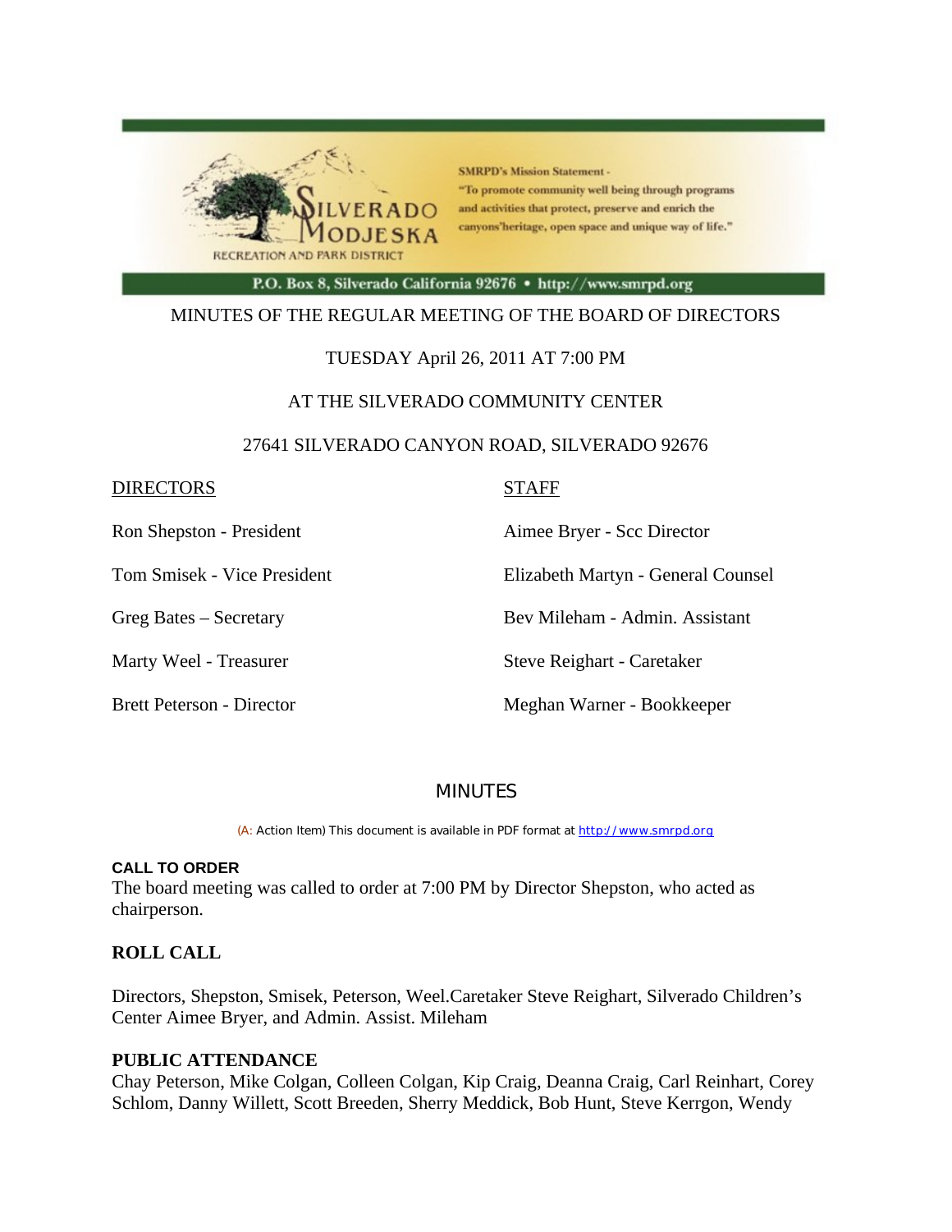**SMRPD's Mission Statement -**
**"To promote community well being through programs and activities that protect, preserve and enrich the canyons'heritage, open space and unique way of life."**

**P.O. Box 8, Silverado California 92676 • http://www.smrpd.org**

MINUTES OF THE REGULAR MEETING OF THE BOARD OF DIRECTORS

TUESDAY April 26, 2011 AT 7:00 PM

AT THE SILVERADO COMMUNITY CENTER

27641 SILVERADO CANYON ROAD, SILVERADO 92676

| DIRECTORS | STAFF |
|---|---|
| Ron Shepston - President | Aimee Bryer - Scc Director |
| Tom Smisek - Vice President | Elizabeth Martyn - General Counsel |
| Greg Bates – Secretary | Bev Mileham - Admin. Assistant |
| Marty Weel - Treasurer | Steve Reighart - Caretaker |
| Brett Peterson - Director | Meghan Warner - Bookkeeper |

## MINUTES

(A: Action Item) This document is available in PDF format at http://www.smrpd.org

**CALL TO ORDER**
The board meeting was called to order at 7:00 PM by Director Shepston, who acted as chairperson.

**ROLL CALL**

Directors, Shepston, Smisek, Peterson, Weel.Caretaker Steve Reighart, Silverado Children's Center Aimee Bryer, and Admin. Assist. Mileham

**PUBLIC ATTENDANCE**
Chay Peterson, Mike Colgan, Colleen Colgan, Kip Craig, Deanna Craig, Carl Reinhart, Corey Schlom, Danny Willett, Scott Breeden, Sherry Meddick, Bob Hunt, Steve Kerrgon, Wendy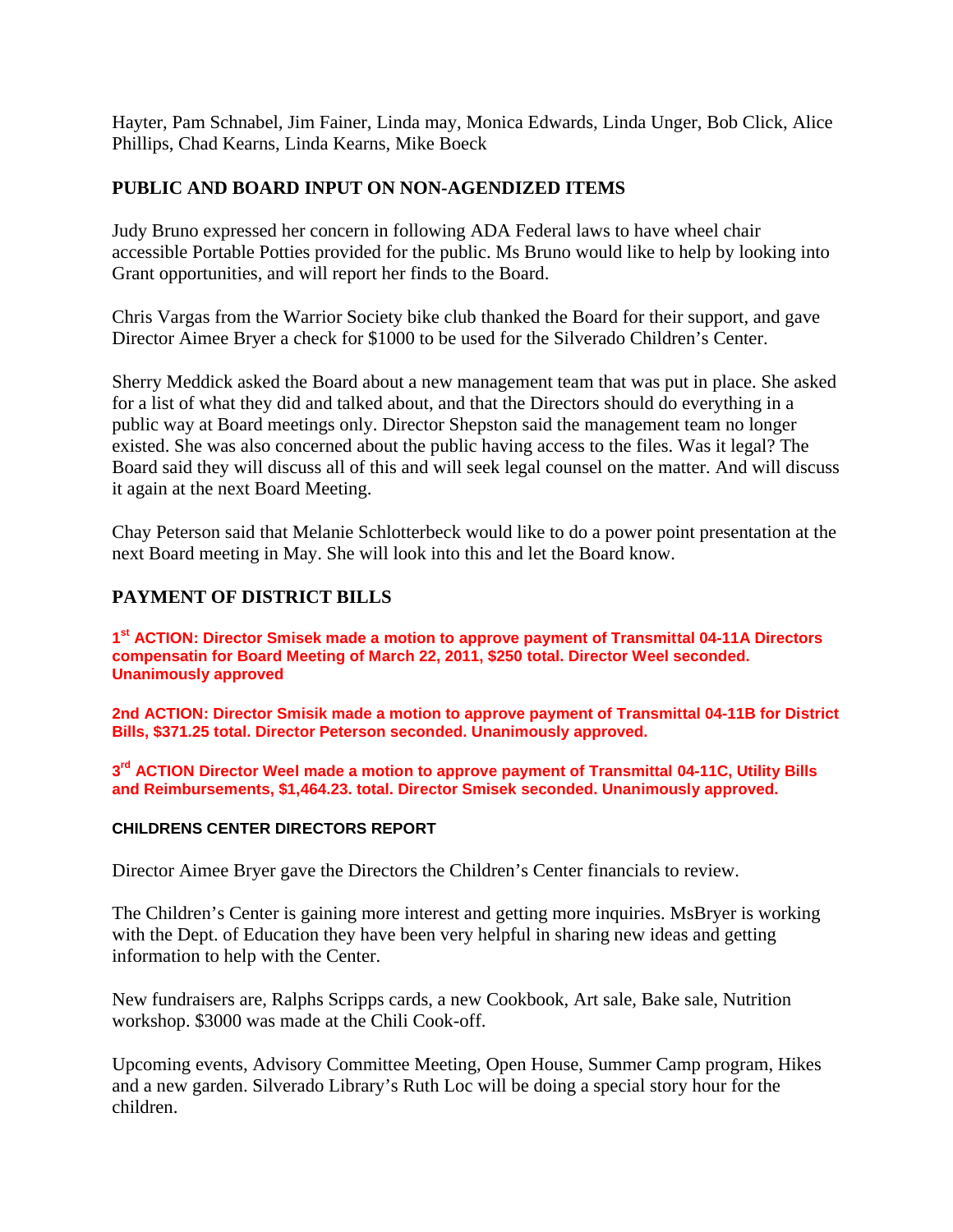Hayter, Pam Schnabel, Jim Fainer, Linda may, Monica Edwards, Linda Unger, Bob Click, Alice Phillips, Chad Kearns, Linda Kearns, Mike Boeck

## PUBLIC AND BOARD INPUT ON NON-AGENDIZED ITEMS

Judy Bruno expressed her concern in following ADA Federal laws to have wheel chair accessible Portable Potties provided for the public. Ms Bruno would like to help by looking into Grant opportunities, and will report her finds to the Board.

Chris Vargas from the Warrior Society bike club thanked the Board for their support, and gave Director Aimee Bryer a check for $1000 to be used for the Silverado Children's Center.

Sherry Meddick asked the Board about a new management team that was put in place. She asked for a list of what they did and talked about, and that the Directors should do everything in a public way at Board meetings only. Director Shepston said the management team no longer existed. She was also concerned about the public having access to the files. Was it legal? The Board said they will discuss all of this and will seek legal counsel on the matter. And will discuss it again at the next Board Meeting.

Chay Peterson said that Melanie Schlotterbeck would like to do a power point presentation at the next Board meeting in May. She will look into this and let the Board know.

## PAYMENT OF DISTRICT BILLS

**1st ACTION: Director Smisek made a motion to approve payment of Transmittal 04-11A Directors compensatin for Board Meeting of March 22, 2011, $250 total. Director Weel seconded. Unanimously approved**

**2nd ACTION: Director Smisik made a motion to approve payment of Transmittal 04-11B for District Bills, $371.25 total. Director Peterson seconded. Unanimously approved.**

**3rd ACTION Director Weel made a motion to approve payment of Transmittal 04-11C, Utility Bills and Reimbursements, $1,464.23. total. Director Smisek seconded. Unanimously approved.**

### CHILDRENS CENTER DIRECTORS REPORT

Director Aimee Bryer gave the Directors the Children's Center financials to review.

The Children's Center is gaining more interest and getting more inquiries. MsBryer is working with the Dept. of Education they have been very helpful in sharing new ideas and getting information to help with the Center.

New fundraisers are, Ralphs Scripps cards, a new Cookbook, Art sale, Bake sale, Nutrition workshop. $3000 was made at the Chili Cook-off.

Upcoming events, Advisory Committee Meeting, Open House, Summer Camp program, Hikes and a new garden. Silverado Library's Ruth Loc will be doing a special story hour for the children.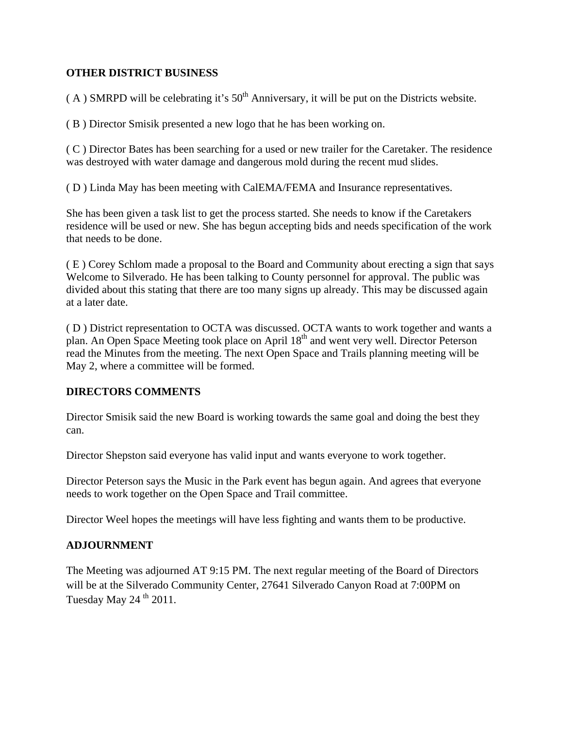## OTHER DISTRICT BUSINESS

( A ) SMRPD will be celebrating it's 50th Anniversary, it will be put on the Districts website.

( B ) Director Smisik presented a new logo that he has been working on.

( C ) Director Bates has been searching for a used or new trailer for the Caretaker. The residence was destroyed with water damage and dangerous mold during the recent mud slides.

( D ) Linda May has been meeting with CalEMA/FEMA and Insurance representatives.

She has been given a task list to get the process started. She needs to know if the Caretakers residence will be used or new. She has begun accepting bids and needs specification of the work that needs to be done.

( E ) Corey Schlom made a proposal to the Board and Community about erecting a sign that says Welcome to Silverado. He has been talking to County personnel for approval. The public was divided about this stating that there are too many signs up already. This may be discussed again at a later date.

( D ) District representation to OCTA was discussed. OCTA wants to work together and wants a plan. An Open Space Meeting took place on April 18th and went very well. Director Peterson read the Minutes from the meeting. The next Open Space and Trails planning meeting will be May 2, where a committee will be formed.

## DIRECTORS COMMENTS

Director Smisik said the new Board is working towards the same goal and doing the best they can.

Director Shepston said everyone has valid input and wants everyone to work together.

Director Peterson says the Music in the Park event has begun again. And agrees that everyone needs to work together on the Open Space and Trail committee.

Director Weel hopes the meetings will have less fighting and wants them to be productive.

## ADJOURNMENT

The Meeting was adjourned AT 9:15 PM. The next regular meeting of the Board of Directors will be at the Silverado Community Center, 27641 Silverado Canyon Road at 7:00PM on Tuesday May 24 th 2011.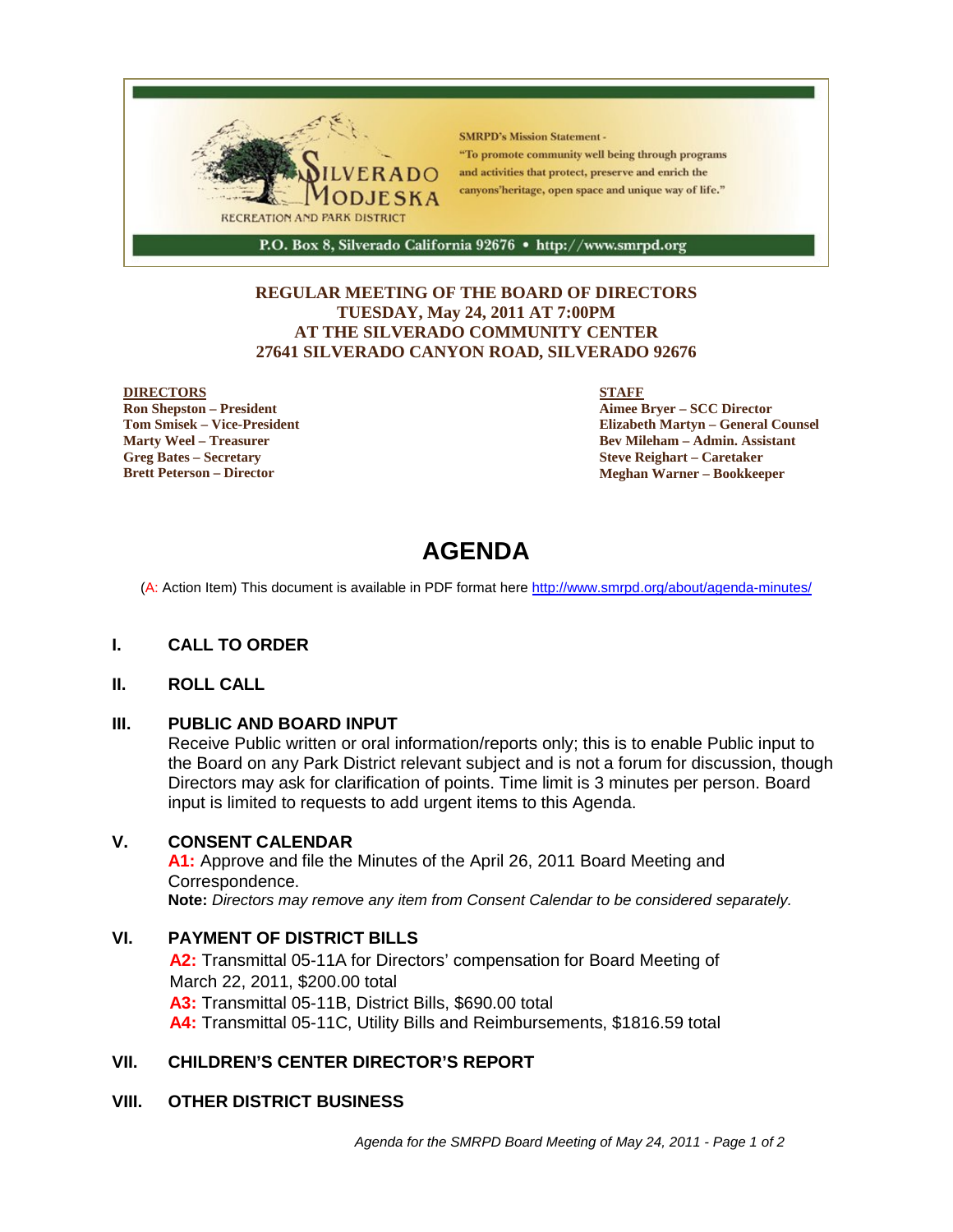SMRPD's Mission Statement - "To promote community well being through programs and activities that protect, preserve and enrich the canyons'heritage, open space and unique way of life."

SILVERADO MODJESKA RECREATION AND PARK DISTRICT

P.O. Box 8, Silverado California 92676 • http://www.smrpd.org

**REGULAR MEETING OF THE BOARD OF DIRECTORS**
**TUESDAY, May 24, 2011 AT 7:00PM**
**AT THE SILVERADO COMMUNITY CENTER**
**27641 SILVERADO CANYON ROAD, SILVERADO 92676**

**DIRECTORS**
**Ron Shepston – President**
**Tom Smisek – Vice-President**
**Marty Weel – Treasurer**
**Greg Bates – Secretary**
**Brett Peterson – Director**

**STAFF**
**Aimee Bryer – SCC Director**
**Elizabeth Martyn – General Counsel**
**Bev Mileham – Admin. Assistant**
**Steve Reighart – Caretaker**
**Meghan Warner – Bookkeeper**

# AGENDA

(A: Action Item) This document is available in PDF format here http://www.smrpd.org/about/agenda-minutes/

## I. CALL TO ORDER

## II. ROLL CALL

## III. PUBLIC AND BOARD INPUT

Receive Public written or oral information/reports only; this is to enable Public input to the Board on any Park District relevant subject and is not a forum for discussion, though Directors may ask for clarification of points. Time limit is 3 minutes per person. Board input is limited to requests to add urgent items to this Agenda.

## V. CONSENT CALENDAR

**A1:** Approve and file the Minutes of the April 26, 2011 Board Meeting and Correspondence.
**Note:** *Directors may remove any item from Consent Calendar to be considered separately.*

## VI. PAYMENT OF DISTRICT BILLS

**A2:** Transmittal 05-11A for Directors' compensation for Board Meeting of March 22, 2011, $200.00 total
**A3:** Transmittal 05-11B, District Bills, $690.00 total
**A4:** Transmittal 05-11C, Utility Bills and Reimbursements, $1816.59 total

## VII. CHILDREN'S CENTER DIRECTOR'S REPORT

## VIII. OTHER DISTRICT BUSINESS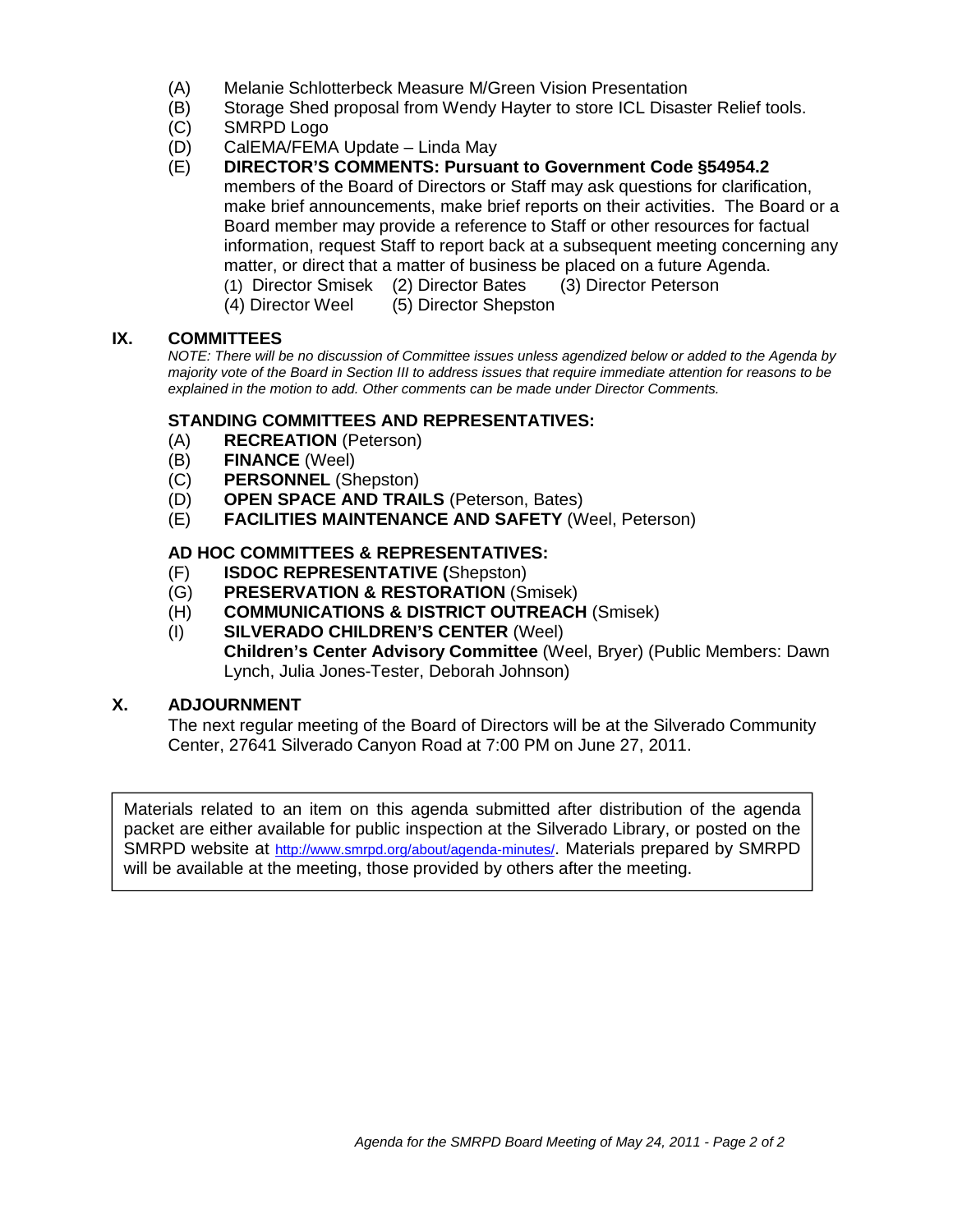(A) Melanie Schlotterbeck Measure M/Green Vision Presentation
(B) Storage Shed proposal from Wendy Hayter to store ICL Disaster Relief tools.
(C) SMRPD Logo
(D) CalEMA/FEMA Update – Linda May
(E) **DIRECTOR'S COMMENTS: Pursuant to Government Code §54954.2** members of the Board of Directors or Staff may ask questions for clarification, make brief announcements, make brief reports on their activities. The Board or a Board member may provide a reference to Staff or other resources for factual information, request Staff to report back at a subsequent meeting concerning any matter, or direct that a matter of business be placed on a future Agenda.
(1) Director Smisek (2) Director Bates (3) Director Peterson
(4) Director Weel (5) Director Shepston

## IX. COMMITTEES

*NOTE: There will be no discussion of Committee issues unless agendized below or added to the Agenda by majority vote of the Board in Section III to address issues that require immediate attention for reasons to be explained in the motion to add. Other comments can be made under Director Comments.*

### STANDING COMMITTEES AND REPRESENTATIVES:

(A) **RECREATION** (Peterson)
(B) **FINANCE** (Weel)
(C) **PERSONNEL** (Shepston)
(D) **OPEN SPACE AND TRAILS** (Peterson, Bates)
(E) **FACILITIES MAINTENANCE AND SAFETY** (Weel, Peterson)

### AD HOC COMMITTEES & REPRESENTATIVES:

(F) **ISDOC REPRESENTATIVE (**Shepston)
(G) **PRESERVATION & RESTORATION** (Smisek)
(H) **COMMUNICATIONS & DISTRICT OUTREACH** (Smisek)
(I) **SILVERADO CHILDREN'S CENTER** (Weel)
**Children's Center Advisory Committee** (Weel, Bryer) (Public Members: Dawn Lynch, Julia Jones-Tester, Deborah Johnson)

## X. ADJOURNMENT

The next regular meeting of the Board of Directors will be at the Silverado Community Center, 27641 Silverado Canyon Road at 7:00 PM on June 27, 2011.

Materials related to an item on this agenda submitted after distribution of the agenda packet are either available for public inspection at the Silverado Library, or posted on the SMRPD website at http://www.smrpd.org/about/agenda-minutes/. Materials prepared by SMRPD will be available at the meeting, those provided by others after the meeting.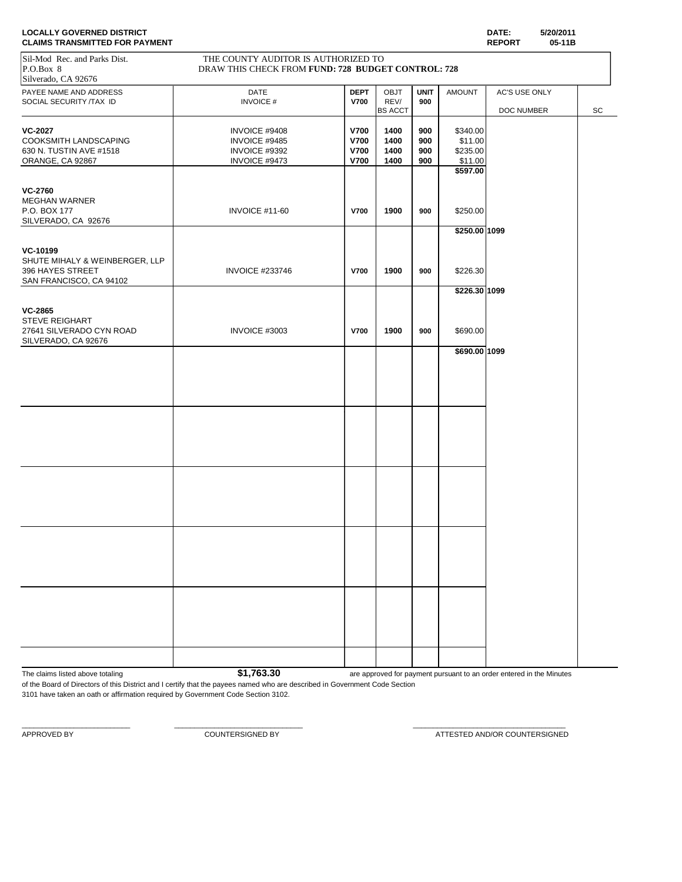**LOCALLY GOVERNED DISTRICT** 
**CLAIMS TRANSMITTED FOR PAYMENT**

**DATE:** 5/20/2011 
**REPORT** 05-11B

Sil-Mod Rec. and Parks Dist. 
P.O.Box 8 
Silverado, CA 92676

THE COUNTY AUDITOR IS AUTHORIZED TO 
DRAW THIS CHECK FROM **FUND: 728 BUDGET CONTROL: 728**

| PAYEE NAME AND ADDRESS SOCIAL SECURITY /TAX ID | DATE INVOICE # | DEPT V700 | OBJT REV/ BS ACCT | UNIT 900 | AMOUNT | AC'S USE ONLY DOC NUMBER | SC |
|---|---|---|---|---|---|---|---|
| **VC-2027** | INVOICE #9408 | **V700** | **1400** | **900** | $340.00 | | |
| COOKSMITH LANDSCAPING | INVOICE #9485 | **V700** | **1400** | **900** | $11.00 | | |
| 630 N. TUSTIN AVE #1518 | INVOICE #9392 | **V700** | **1400** | **900** | $235.00 | | |
| ORANGE, CA 92867 | INVOICE #9473 | **V700** | **1400** | **900** | $11.00 | | |
| | | | | | **$597.00** | | |
| **VC-2760** MEGHAN WARNER P.O. BOX 177 SILVERADO, CA 92676 | INVOICE #11-60 | **V700** | **1900** | **900** | $250.00 | | |
| | | | | | **$250.00** | **1099** | |
| **VC-10199** SHUTE MIHALY & WEINBERGER, LLP 396 HAYES STREET SAN FRANCISCO, CA 94102 | INVOICE #233746 | **V700** | **1900** | **900** | $226.30 | | |
| | | | | | **$226.30** | **1099** | |
| **VC-2865** STEVE REIGHART 27641 SILVERADO CYN ROAD SILVERADO, CA 92676 | INVOICE #3003 | **V700** | **1900** | **900** | $690.00 | | |
| | | | | | **$690.00** | **1099** | |

The claims listed above totaling **$1,763.30** are approved for payment pursuant to an order entered in the Minutes of the Board of Directors of this District and I certify that the payees named who are described in Government Code Section 3101 have taken an oath or affirmation required by Government Code Section 3102.

APPROVED BY ______________ COUNTERSIGNED BY ______________ ATTESTED AND/OR COUNTERSIGNED ______________